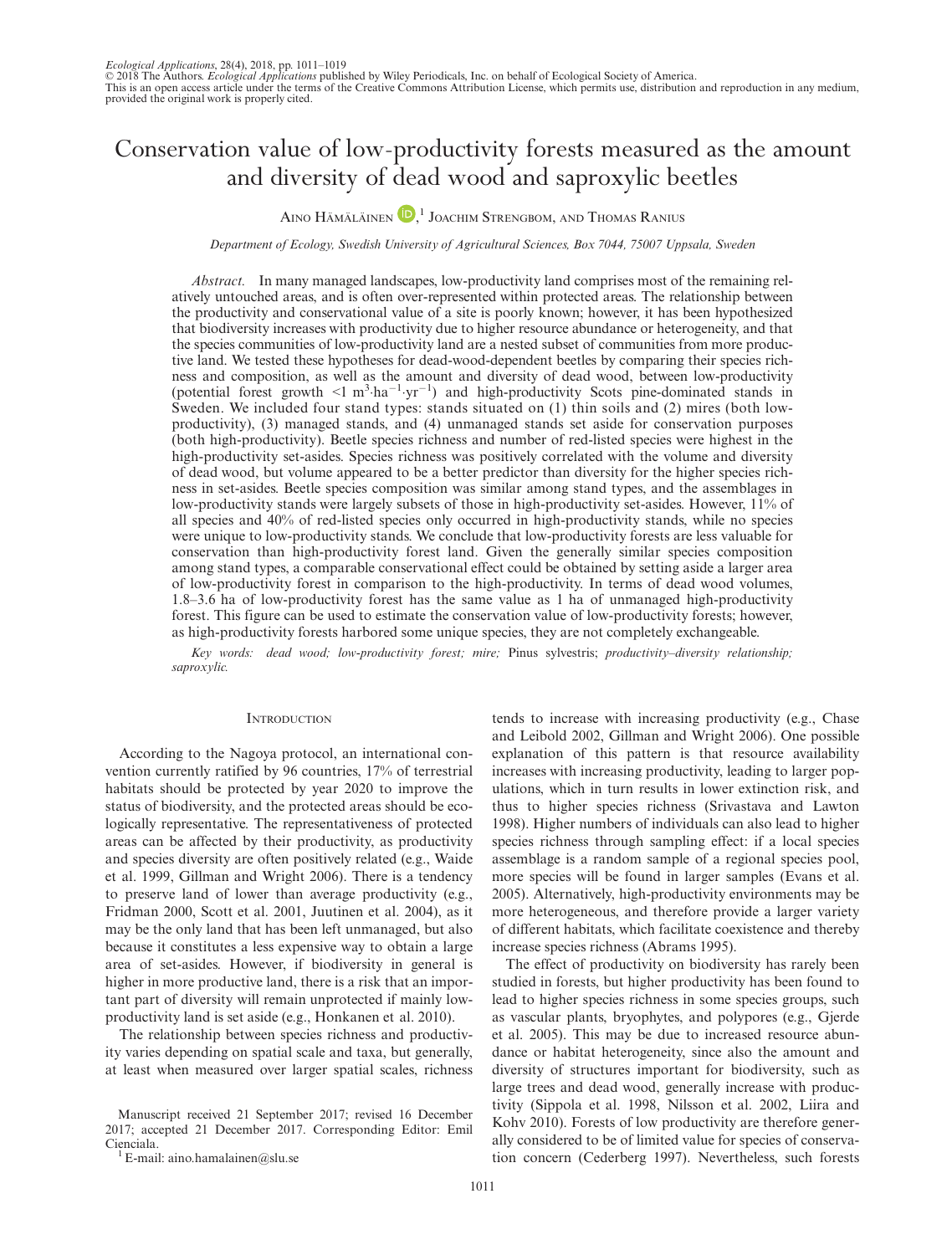*Ecological Applications*, 28(4), 2018, pp. 1011–1019
© 2018 The Authors. *Ecological Applications* published by Wiley Periodicals, Inc. on behalf of Ecological Society of America.
This is an open access article under the terms of the Creative Commons Attribution License, which permits use, distribution and reproduction in any medium, provided the original work is properly cited.

# Conservation value of low-productivity forests measured as the amount and diversity of dead wood and saproxylic beetles

Aino Hämäläinen,[1] Joachim Strengbom, and Thomas Ranius

*Department of Ecology, Swedish University of Agricultural Sciences, Box 7044, 75007 Uppsala, Sweden*

*Abstract.* In many managed landscapes, low-productivity land comprises most of the remaining relatively untouched areas, and is often over-represented within protected areas. The relationship between the productivity and conservational value of a site is poorly known; however, it has been hypothesized that biodiversity increases with productivity due to higher resource abundance or heterogeneity, and that the species communities of low-productivity land are a nested subset of communities from more productive land. We tested these hypotheses for dead-wood-dependent beetles by comparing their species richness and composition, as well as the amount and diversity of dead wood, between low-productivity (potential forest growth $<1\ m^3 \cdot ha^{-1} \cdot yr^{-1}$) and high-productivity Scots pine-dominated stands in Sweden. We included four stand types: stands situated on (1) thin soils and (2) mires (both low-productivity), (3) managed stands, and (4) unmanaged stands set aside for conservation purposes (both high-productivity). Beetle species richness and number of red-listed species were highest in the high-productivity set-asides. Species richness was positively correlated with the volume and diversity of dead wood, but volume appeared to be a better predictor than diversity for the higher species richness in set-asides. Beetle species composition was similar among stand types, and the assemblages in low-productivity stands were largely subsets of those in high-productivity set-asides. However, 11% of all species and 40% of red-listed species only occurred in high-productivity stands, while no species were unique to low-productivity stands. We conclude that low-productivity forests are less valuable for conservation than high-productivity forest land. Given the generally similar species composition among stand types, a comparable conservational effect could be obtained by setting aside a larger area of low-productivity forest in comparison to the high-productivity. In terms of dead wood volumes, 1.8–3.6 ha of low-productivity forest has the same value as 1 ha of unmanaged high-productivity forest. This figure can be used to estimate the conservation value of low-productivity forests; however, as high-productivity forests harbored some unique species, they are not completely exchangeable.

*Key words: dead wood; low-productivity forest; mire;* Pinus sylvestris; *productivity–diversity relationship; saproxylic.*

## Introduction

According to the Nagoya protocol, an international convention currently ratified by 96 countries, 17% of terrestrial habitats should be protected by year 2020 to improve the status of biodiversity, and the protected areas should be ecologically representative. The representativeness of protected areas can be affected by their productivity, as productivity and species diversity are often positively related (e.g., Waide et al. 1999, Gillman and Wright 2006). There is a tendency to preserve land of lower than average productivity (e.g., Fridman 2000, Scott et al. 2001, Juutinen et al. 2004), as it may be the only land that has been left unmanaged, but also because it constitutes a less expensive way to obtain a large area of set-asides. However, if biodiversity in general is higher in more productive land, there is a risk that an important part of diversity will remain unprotected if mainly low-productivity land is set aside (e.g., Honkanen et al. 2010).

The relationship between species richness and productivity varies depending on spatial scale and taxa, but generally, at least when measured over larger spatial scales, richness tends to increase with increasing productivity (e.g., Chase and Leibold 2002, Gillman and Wright 2006). One possible explanation of this pattern is that resource availability increases with increasing productivity, leading to larger populations, which in turn results in lower extinction risk, and thus to higher species richness (Srivastava and Lawton 1998). Higher numbers of individuals can also lead to higher species richness through sampling effect: if a local species assemblage is a random sample of a regional species pool, more species will be found in larger samples (Evans et al. 2005). Alternatively, high-productivity environments may be more heterogeneous, and therefore provide a larger variety of different habitats, which facilitate coexistence and thereby increase species richness (Abrams 1995).

The effect of productivity on biodiversity has rarely been studied in forests, but higher productivity has been found to lead to higher species richness in some species groups, such as vascular plants, bryophytes, and polypores (e.g., Gjerde et al. 2005). This may be due to increased resource abundance or habitat heterogeneity, since also the amount and diversity of structures important for biodiversity, such as large trees and dead wood, generally increase with productivity (Sippola et al. 1998, Nilsson et al. 2002, Liira and Kohv 2010). Forests of low productivity are therefore generally considered to be of limited value for species of conservation concern (Cederberg 1997). Nevertheless, such forests

Manuscript received 21 September 2017; revised 16 December 2017; accepted 21 December 2017. Corresponding Editor: Emil Cienciala.

[1] E-mail: aino.hamalainen@slu.se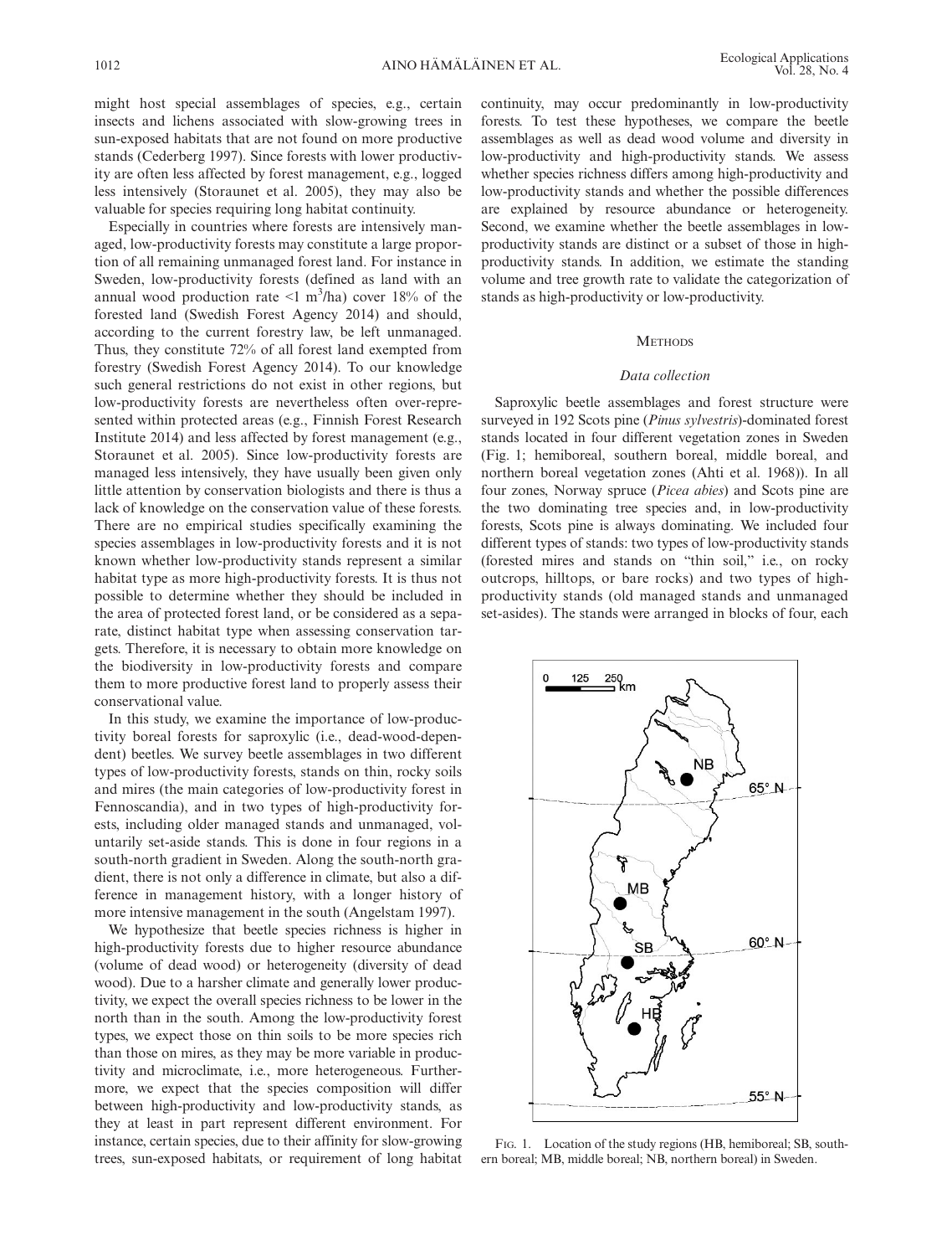might host special assemblages of species, e.g., certain insects and lichens associated with slow-growing trees in sun-exposed habitats that are not found on more productive stands (Cederberg 1997). Since forests with lower productivity are often less affected by forest management, e.g., logged less intensively (Storaunet et al. 2005), they may also be valuable for species requiring long habitat continuity.

Especially in countries where forests are intensively managed, low-productivity forests may constitute a large proportion of all remaining unmanaged forest land. For instance in Sweden, low-productivity forests (defined as land with an annual wood production rate $<1$ $m^3$/ha) cover 18% of the forested land (Swedish Forest Agency 2014) and should, according to the current forestry law, be left unmanaged. Thus, they constitute 72% of all forest land exempted from forestry (Swedish Forest Agency 2014). To our knowledge such general restrictions do not exist in other regions, but low-productivity forests are nevertheless often over-represented within protected areas (e.g., Finnish Forest Research Institute 2014) and less affected by forest management (e.g., Storaunet et al. 2005). Since low-productivity forests are managed less intensively, they have usually been given only little attention by conservation biologists and there is thus a lack of knowledge on the conservation value of these forests. There are no empirical studies specifically examining the species assemblages in low-productivity forests and it is not known whether low-productivity stands represent a similar habitat type as more high-productivity forests. It is thus not possible to determine whether they should be included in the area of protected forest land, or be considered as a separate, distinct habitat type when assessing conservation targets. Therefore, it is necessary to obtain more knowledge on the biodiversity in low-productivity forests and compare them to more productive forest land to properly assess their conservational value.

In this study, we examine the importance of low-productivity boreal forests for saproxylic (i.e., dead-wood-dependent) beetles. We survey beetle assemblages in two different types of low-productivity forests, stands on thin, rocky soils and mires (the main categories of low-productivity forest in Fennoscandia), and in two types of high-productivity forests, including older managed stands and unmanaged, voluntarily set-aside stands. This is done in four regions in a south-north gradient in Sweden. Along the south-north gradient, there is not only a difference in climate, but also a difference in management history, with a longer history of more intensive management in the south (Angelstam 1997).

We hypothesize that beetle species richness is higher in high-productivity forests due to higher resource abundance (volume of dead wood) or heterogeneity (diversity of dead wood). Due to a harsher climate and generally lower productivity, we expect the overall species richness to be lower in the north than in the south. Among the low-productivity forest types, we expect those on thin soils to be more species rich than those on mires, as they may be more variable in productivity and microclimate, i.e., more heterogeneous. Furthermore, we expect that the species composition will differ between high-productivity and low-productivity stands, as they at least in part represent different environment. For instance, certain species, due to their affinity for slow-growing trees, sun-exposed habitats, or requirement of long habitat continuity, may occur predominantly in low-productivity forests. To test these hypotheses, we compare the beetle assemblages as well as dead wood volume and diversity in low-productivity and high-productivity stands. We assess whether species richness differs among high-productivity and low-productivity stands and whether the possible differences are explained by resource abundance or heterogeneity. Second, we examine whether the beetle assemblages in low-productivity stands are distinct or a subset of those in high-productivity stands. In addition, we estimate the standing volume and tree growth rate to validate the categorization of stands as high-productivity or low-productivity.

## Methods

### Data collection

Saproxylic beetle assemblages and forest structure were surveyed in 192 Scots pine (*Pinus sylvestris*)-dominated forest stands located in four different vegetation zones in Sweden (Fig. 1; hemiboreal, southern boreal, middle boreal, and northern boreal vegetation zones (Ahti et al. 1968)). In all four zones, Norway spruce (*Picea abies*) and Scots pine are the two dominating tree species and, in low-productivity forests, Scots pine is always dominating. We included four different types of stands: two types of low-productivity stands (forested mires and stands on "thin soil," i.e., on rocky outcrops, hilltops, or bare rocks) and two types of high-productivity stands (old managed stands and unmanaged set-asides). The stands were arranged in blocks of four, each

Fig. 1. Location of the study regions (HB, hemiboreal; SB, southern boreal; MB, middle boreal; NB, northern boreal) in Sweden.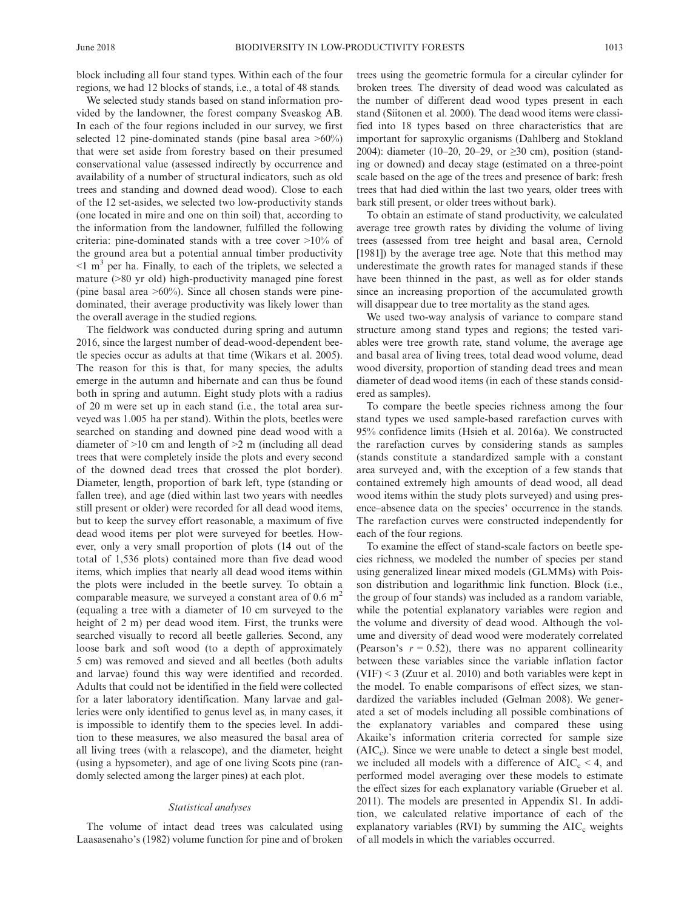block including all four stand types. Within each of the four regions, we had 12 blocks of stands, i.e., a total of 48 stands.

We selected study stands based on stand information provided by the landowner, the forest company Sveaskog AB. In each of the four regions included in our survey, we first selected 12 pine-dominated stands (pine basal area >60%) that were set aside from forestry based on their presumed conservational value (assessed indirectly by occurrence and availability of a number of structural indicators, such as old trees and standing and downed dead wood). Close to each of the 12 set-asides, we selected two low-productivity stands (one located in mire and one on thin soil) that, according to the information from the landowner, fulfilled the following criteria: pine-dominated stands with a tree cover >10% of the ground area but a potential annual timber productivity <1 $m^3$ per ha. Finally, to each of the triplets, we selected a mature (>80 yr old) high-productivity managed pine forest (pine basal area >60%). Since all chosen stands were pine-dominated, their average productivity was likely lower than the overall average in the studied regions.

The fieldwork was conducted during spring and autumn 2016, since the largest number of dead-wood-dependent beetle species occur as adults at that time (Wikars et al. 2005). The reason for this is that, for many species, the adults emerge in the autumn and hibernate and can thus be found both in spring and autumn. Eight study plots with a radius of 20 m were set up in each stand (i.e., the total area surveyed was 1.005 ha per stand). Within the plots, beetles were searched on standing and downed pine dead wood with a diameter of >10 cm and length of >2 m (including all dead trees that were completely inside the plots and every second of the downed dead trees that crossed the plot border). Diameter, length, proportion of bark left, type (standing or fallen tree), and age (died within last two years with needles still present or older) were recorded for all dead wood items, but to keep the survey effort reasonable, a maximum of five dead wood items per plot were surveyed for beetles. However, only a very small proportion of plots (14 out of the total of 1,536 plots) contained more than five dead wood items, which implies that nearly all dead wood items within the plots were included in the beetle survey. To obtain a comparable measure, we surveyed a constant area of 0.6 $m^2$ (equaling a tree with a diameter of 10 cm surveyed to the height of 2 m) per dead wood item. First, the trunks were searched visually to record all beetle galleries. Second, any loose bark and soft wood (to a depth of approximately 5 cm) was removed and sieved and all beetles (both adults and larvae) found this way were identified and recorded. Adults that could not be identified in the field were collected for a later laboratory identification. Many larvae and galleries were only identified to genus level as, in many cases, it is impossible to identify them to the species level. In addition to these measures, we also measured the basal area of all living trees (with a relascope), and the diameter, height (using a hypsometer), and age of one living Scots pine (randomly selected among the larger pines) at each plot.

### Statistical analyses

The volume of intact dead trees was calculated using Laasasenaho's (1982) volume function for pine and of broken trees using the geometric formula for a circular cylinder for broken trees. The diversity of dead wood was calculated as the number of different dead wood types present in each stand (Siitonen et al. 2000). The dead wood items were classified into 18 types based on three characteristics that are important for saproxylic organisms (Dahlberg and Stokland 2004): diameter (10–20, 20–29, or ≥30 cm), position (standing or downed) and decay stage (estimated on a three-point scale based on the age of the trees and presence of bark: fresh trees that had died within the last two years, older trees with bark still present, or older trees without bark).

To obtain an estimate of stand productivity, we calculated average tree growth rates by dividing the volume of living trees (assessed from tree height and basal area, Cernold [1981]) by the average tree age. Note that this method may underestimate the growth rates for managed stands if these have been thinned in the past, as well as for older stands since an increasing proportion of the accumulated growth will disappear due to tree mortality as the stand ages.

We used two-way analysis of variance to compare stand structure among stand types and regions; the tested variables were tree growth rate, stand volume, the average age and basal area of living trees, total dead wood volume, dead wood diversity, proportion of standing dead trees and mean diameter of dead wood items (in each of these stands considered as samples).

To compare the beetle species richness among the four stand types we used sample-based rarefaction curves with 95% confidence limits (Hsieh et al. 2016a). We constructed the rarefaction curves by considering stands as samples (stands constitute a standardized sample with a constant area surveyed and, with the exception of a few stands that contained extremely high amounts of dead wood, all dead wood items within the study plots surveyed) and using presence–absence data on the species' occurrence in the stands. The rarefaction curves were constructed independently for each of the four regions.

To examine the effect of stand-scale factors on beetle species richness, we modeled the number of species per stand using generalized linear mixed models (GLMMs) with Poisson distribution and logarithmic link function. Block (i.e., the group of four stands) was included as a random variable, while the potential explanatory variables were region and the volume and diversity of dead wood. Although the volume and diversity of dead wood were moderately correlated (Pearson's $r = 0.52$), there was no apparent collinearity between these variables since the variable inflation factor (VIF) < 3 (Zuur et al. 2010) and both variables were kept in the model. To enable comparisons of effect sizes, we standardized the variables included (Gelman 2008). We generated a set of models including all possible combinations of the explanatory variables and compared these using Akaike's information criteria corrected for sample size ($AIC_c$). Since we were unable to detect a single best model, we included all models with a difference of $AIC_c < 4$, and performed model averaging over these models to estimate the effect sizes for each explanatory variable (Grueber et al. 2011). The models are presented in Appendix S1. In addition, we calculated relative importance of each of the explanatory variables (RVI) by summing the $AIC_c$ weights of all models in which the variables occurred.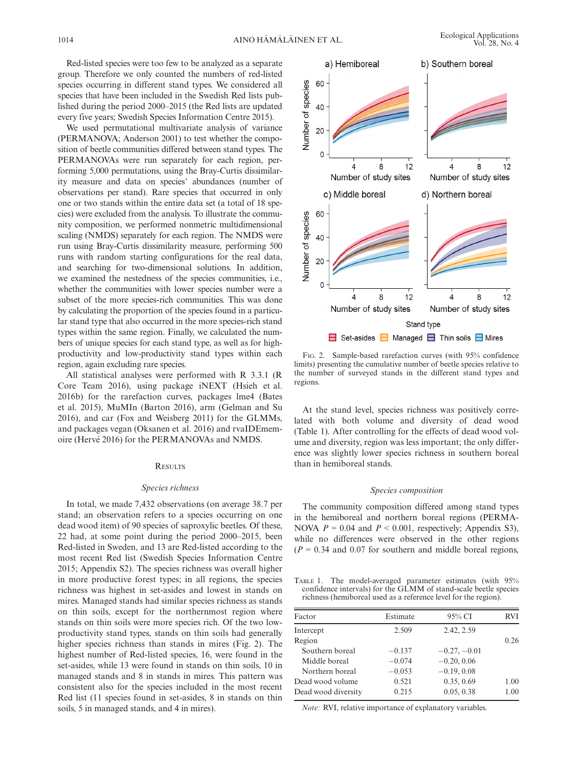Red-listed species were too few to be analyzed as a separate group. Therefore we only counted the numbers of red-listed species occurring in different stand types. We considered all species that have been included in the Swedish Red lists published during the period 2000–2015 (the Red lists are updated every five years; Swedish Species Information Centre 2015).

We used permutational multivariate analysis of variance (PERMANOVA; Anderson 2001) to test whether the composition of beetle communities differed between stand types. The PERMANOVAs were run separately for each region, performing 5,000 permutations, using the Bray-Curtis dissimilarity measure and data on species' abundances (number of observations per stand). Rare species that occurred in only one or two stands within the entire data set (a total of 18 species) were excluded from the analysis. To illustrate the community composition, we performed nonmetric multidimensional scaling (NMDS) separately for each region. The NMDS were run using Bray-Curtis dissimilarity measure, performing 500 runs with random starting configurations for the real data, and searching for two-dimensional solutions. In addition, we examined the nestedness of the species communities, i.e., whether the communities with lower species number were a subset of the more species-rich communities. This was done by calculating the proportion of the species found in a particular stand type that also occurred in the more species-rich stand types within the same region. Finally, we calculated the numbers of unique species for each stand type, as well as for high-productivity and low-productivity stand types within each region, again excluding rare species.

All statistical analyses were performed with R 3.3.1 (R Core Team 2016), using package iNEXT (Hsieh et al. 2016b) for the rarefaction curves, packages lme4 (Bates et al. 2015), MuMIn (Barton 2016), arm (Gelman and Su 2016), and car (Fox and Weisberg 2011) for the GLMMs, and packages vegan (Oksanen et al. 2016) and rvaIDEmemoire (Hervé 2016) for the PERMANOVAs and NMDS.

## Results

### Species richness

In total, we made 7,432 observations (on average 38.7 per stand; an observation refers to a species occurring on one dead wood item) of 90 species of saproxylic beetles. Of these, 22 had, at some point during the period 2000–2015, been Red-listed in Sweden, and 13 are Red-listed according to the most recent Red list (Swedish Species Information Centre 2015; Appendix S2). The species richness was overall higher in more productive forest types; in all regions, the species richness was highest in set-asides and lowest in stands on mires. Managed stands had similar species richness as stands on thin soils, except for the northernmost region where stands on thin soils were more species rich. Of the two low-productivity stand types, stands on thin soils had generally higher species richness than stands in mires (Fig. 2). The highest number of Red-listed species, 16, were found in the set-asides, while 13 were found in stands on thin soils, 10 in managed stands and 8 in stands in mires. This pattern was consistent also for the species included in the most recent Red list (11 species found in set-asides, 8 in stands on thin soils, 5 in managed stands, and 4 in mires).

Fig. 2. Sample-based rarefaction curves (with 95% confidence limits) presenting the cumulative number of beetle species relative to the number of surveyed stands in the different stand types and regions.

At the stand level, species richness was positively correlated with both volume and diversity of dead wood (Table 1). After controlling for the effects of dead wood volume and diversity, region was less important; the only difference was slightly lower species richness in southern boreal than in hemiboreal stands.

### Species composition

The community composition differed among stand types in the hemiboreal and northern boreal regions (PERMANOVA $P = 0.04$ and $P < 0.001$, respectively; Appendix S3), while no differences were observed in the other regions ($P = 0.34$ and 0.07 for southern and middle boreal regions,

Table 1. The model-averaged parameter estimates (with 95% confidence intervals) for the GLMM of stand-scale beetle species richness (hemiboreal used as a reference level for the region).

| Factor | Estimate | 95% CI | RVI |
|---|---|---|---|
| Intercept | 2.509 | 2.42, 2.59 | |
| Region | | | 0.26 |
| Southern boreal | −0.137 | −0.27, −0.01 | |
| Middle boreal | −0.074 | −0.20, 0.06 | |
| Northern boreal | −0.053 | −0.19, 0.08 | |
| Dead wood volume | 0.521 | 0.35, 0.69 | 1.00 |
| Dead wood diversity | 0.215 | 0.05, 0.38 | 1.00 |

*Note:* RVI, relative importance of explanatory variables.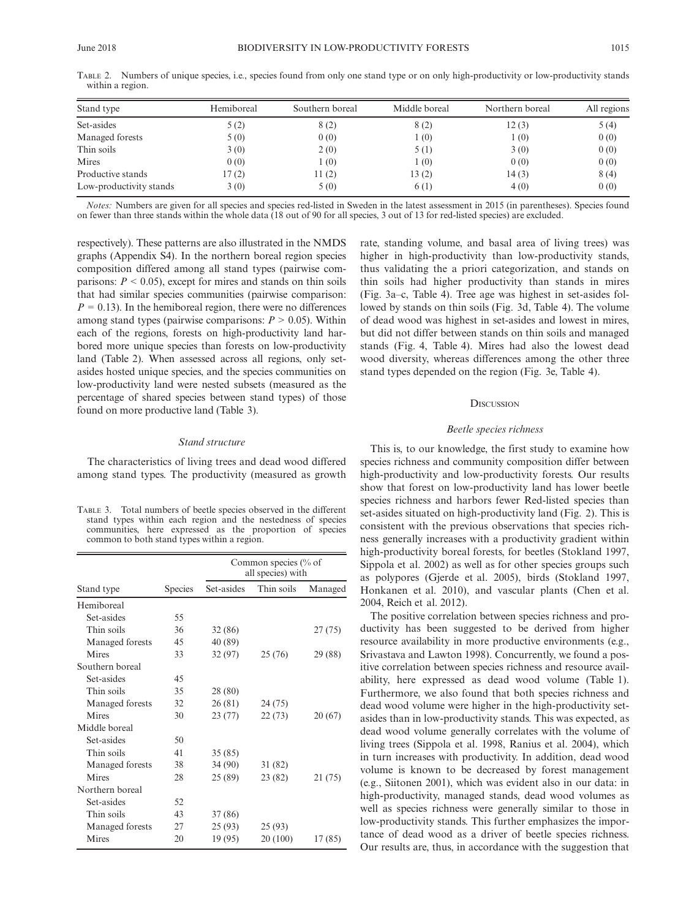Table 2. Numbers of unique species, i.e., species found from only one stand type or on only high-productivity or low-productivity stands within a region.

| Stand type | Hemiboreal | Southern boreal | Middle boreal | Northern boreal | All regions |
|---|---|---|---|---|---|
| Set-asides | 5 (2) | 8 (2) | 8 (2) | 12 (3) | 5 (4) |
| Managed forests | 5 (0) | 0 (0) | 1 (0) | 1 (0) | 0 (0) |
| Thin soils | 3 (0) | 2 (0) | 5 (1) | 3 (0) | 0 (0) |
| Mires | 0 (0) | 1 (0) | 1 (0) | 0 (0) | 0 (0) |
| Productive stands | 17 (2) | 11 (2) | 13 (2) | 14 (3) | 8 (4) |
| Low-productivity stands | 3 (0) | 5 (0) | 6 (1) | 4 (0) | 0 (0) |

*Notes:* Numbers are given for all species and species red-listed in Sweden in the latest assessment in 2015 (in parentheses). Species found on fewer than three stands within the whole data (18 out of 90 for all species, 3 out of 13 for red-listed species) are excluded.

respectively). These patterns are also illustrated in the NMDS graphs (Appendix S4). In the northern boreal region species composition differed among all stand types (pairwise comparisons: $P < 0.05$), except for mires and stands on thin soils that had similar species communities (pairwise comparison: $P = 0.13$). In the hemiboreal region, there were no differences among stand types (pairwise comparisons: $P > 0.05$). Within each of the regions, forests on high-productivity land harbored more unique species than forests on low-productivity land (Table 2). When assessed across all regions, only set-asides hosted unique species, and the species communities on low-productivity land were nested subsets (measured as the percentage of shared species between stand types) of those found on more productive land (Table 3).

### *Stand structure*

The characteristics of living trees and dead wood differed among stand types. The productivity (measured as growth rate, standing volume, and basal area of living trees) was higher in high-productivity than low-productivity stands, thus validating the a priori categorization, and stands on thin soils had higher productivity than stands in mires (Fig. 3a–c, Table 4). Tree age was highest in set-asides followed by stands on thin soils (Fig. 3d, Table 4). The volume of dead wood was highest in set-asides and lowest in mires, but did not differ between stands on thin soils and managed stands (Fig. 4, Table 4). Mires had also the lowest dead wood diversity, whereas differences among the other three stand types depended on the region (Fig. 3e, Table 4).

Table 3. Total numbers of beetle species observed in the different stand types within each region and the nestedness of species communities, here expressed as the proportion of species common to both stand types within a region.

| Stand type | Species | Common species (% of all species) with | | |
|---|---|---|---|---|
| | | Set-asides | Thin soils | Managed |
| Hemiboreal | | | | |
| Set-asides | 55 | | | |
| Thin soils | 36 | 32 (86) | | 27 (75) |
| Managed forests | 45 | 40 (89) | | |
| Mires | 33 | 32 (97) | 25 (76) | 29 (88) |
| Southern boreal | | | | |
| Set-asides | 45 | | | |
| Thin soils | 35 | 28 (80) | | |
| Managed forests | 32 | 26 (81) | 24 (75) | |
| Mires | 30 | 23 (77) | 22 (73) | 20 (67) |
| Middle boreal | | | | |
| Set-asides | 50 | | | |
| Thin soils | 41 | 35 (85) | | |
| Managed forests | 38 | 34 (90) | 31 (82) | |
| Mires | 28 | 25 (89) | 23 (82) | 21 (75) |
| Northern boreal | | | | |
| Set-asides | 52 | | | |
| Thin soils | 43 | 37 (86) | | |
| Managed forests | 27 | 25 (93) | 25 (93) | |
| Mires | 20 | 19 (95) | 20 (100) | 17 (85) |

## Discussion

### *Beetle species richness*

This is, to our knowledge, the first study to examine how species richness and community composition differ between high-productivity and low-productivity forests. Our results show that forest on low-productivity land has lower beetle species richness and harbors fewer Red-listed species than set-asides situated on high-productivity land (Fig. 2). This is consistent with the previous observations that species richness generally increases with a productivity gradient within high-productivity boreal forests, for beetles (Stokland 1997, Sippola et al. 2002) as well as for other species groups such as polypores (Gjerde et al. 2005), birds (Stokland 1997, Honkanen et al. 2010), and vascular plants (Chen et al. 2004, Reich et al. 2012).

The positive correlation between species richness and productivity has been suggested to be derived from higher resource availability in more productive environments (e.g., Srivastava and Lawton 1998). Concurrently, we found a positive correlation between species richness and resource availability, here expressed as dead wood volume (Table 1). Furthermore, we also found that both species richness and dead wood volume were higher in the high-productivity set-asides than in low-productivity stands. This was expected, as dead wood volume generally correlates with the volume of living trees (Sippola et al. 1998, Ranius et al. 2004), which in turn increases with productivity. In addition, dead wood volume is known to be decreased by forest management (e.g., Siitonen 2001), which was evident also in our data: in high-productivity, managed stands, dead wood volumes as well as species richness were generally similar to those in low-productivity stands. This further emphasizes the importance of dead wood as a driver of beetle species richness. Our results are, thus, in accordance with the suggestion that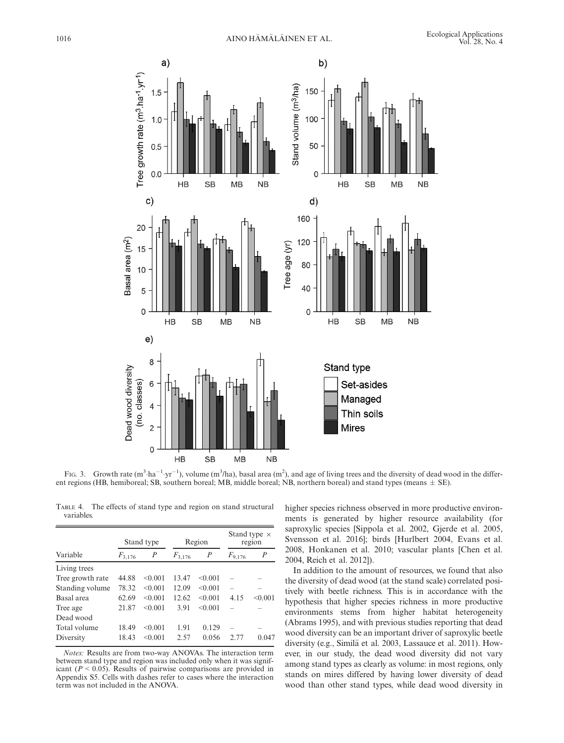Fig. 3. Growth rate ($m^3 \cdot ha^{-1} \cdot yr^{-1}$), volume ($m^3/ha$), basal area ($m^2$), and age of living trees and the diversity of dead wood in the different regions (HB, hemiboreal; SB, southern boreal; MB, middle boreal; NB, northern boreal) and stand types (means ± SE).

Table 4. The effects of stand type and region on stand structural variables.

| Variable | Stand type | | Region | | Stand type × region | |
|---|---|---|---|---|---|---|
| | $F_{3,176}$ | $P$ | $F_{3,176}$ | $P$ | $F_{9,176}$ | $P$ |
| Living trees | | | | | | |
| Tree growth rate | 44.88 | <0.001 | 13.47 | <0.001 | – | – |
| Standing volume | 78.32 | <0.001 | 12.09 | <0.001 | – | – |
| Basal area | 62.69 | <0.001 | 12.62 | <0.001 | 4.15 | <0.001 |
| Tree age | 21.87 | <0.001 | 3.91 | <0.001 | – | – |
| Dead wood | | | | | | |
| Total volume | 18.49 | <0.001 | 1.91 | 0.129 | – | – |
| Diversity | 18.43 | <0.001 | 2.57 | 0.056 | 2.77 | 0.047 |

*Notes:* Results are from two-way ANOVAs. The interaction term between stand type and region was included only when it was significant ($P < 0.05$). Results of pairwise comparisons are provided in Appendix S5. Cells with dashes refer to cases where the interaction term was not included in the ANOVA.

higher species richness observed in more productive environments is generated by higher resource availability (for saproxylic species [Sippola et al. 2002, Gjerde et al. 2005, Svensson et al. 2016]; birds [Hurlbert 2004, Evans et al. 2008, Honkanen et al. 2010; vascular plants [Chen et al. 2004, Reich et al. 2012]).

In addition to the amount of resources, we found that also the diversity of dead wood (at the stand scale) correlated positively with beetle richness. This is in accordance with the hypothesis that higher species richness in more productive environments stems from higher habitat heterogeneity (Abrams 1995), and with previous studies reporting that dead wood diversity can be an important driver of saproxylic beetle diversity (e.g., Similä et al. 2003, Lassauce et al. 2011). However, in our study, the dead wood diversity did not vary among stand types as clearly as volume: in most regions, only stands on mires differed by having lower diversity of dead wood than other stand types, while dead wood diversity in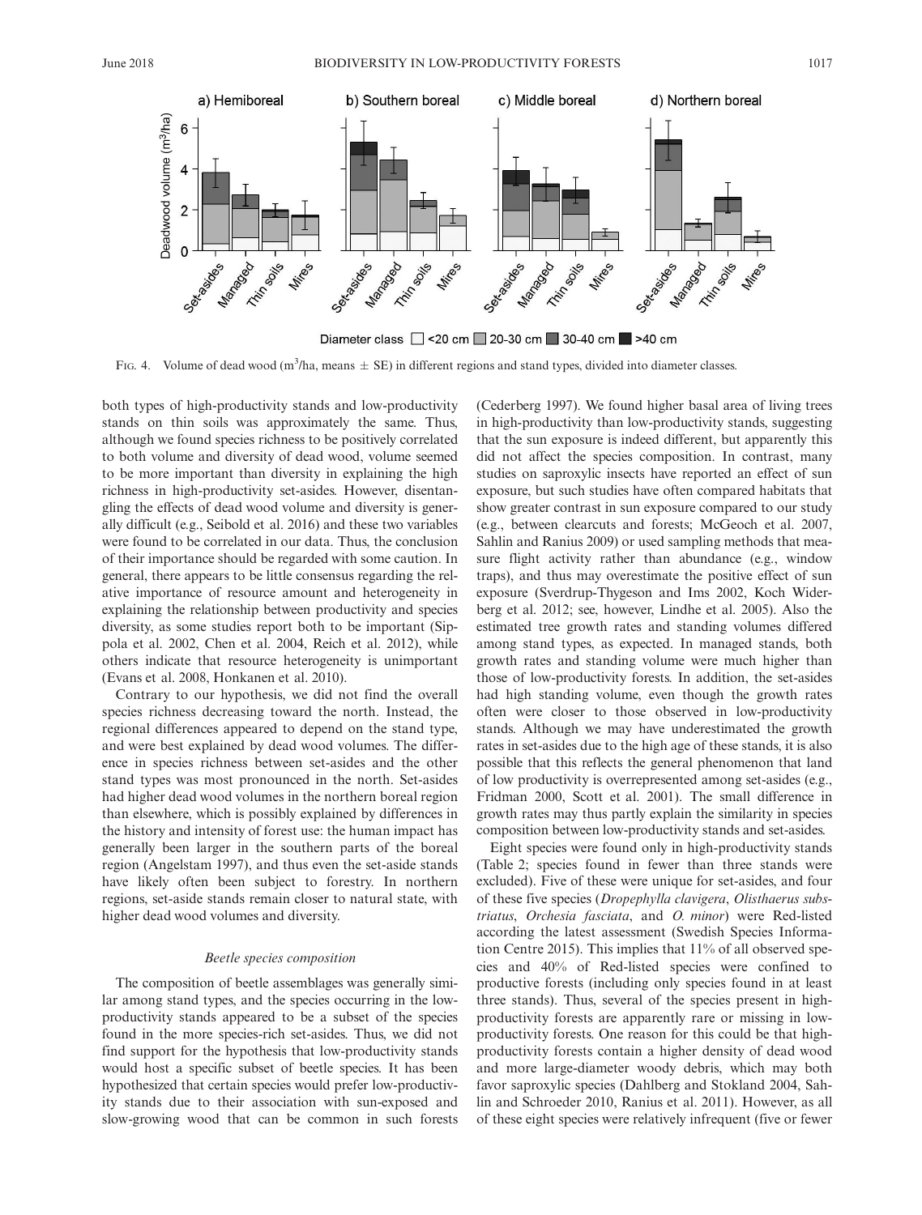FIG. 4. Volume of dead wood ($m^3$/ha, means ± SE) in different regions and stand types, divided into diameter classes.

both types of high-productivity stands and low-productivity stands on thin soils was approximately the same. Thus, although we found species richness to be positively correlated to both volume and diversity of dead wood, volume seemed to be more important than diversity in explaining the high richness in high-productivity set-asides. However, disentangling the effects of dead wood volume and diversity is generally difficult (e.g., Seibold et al. 2016) and these two variables were found to be correlated in our data. Thus, the conclusion of their importance should be regarded with some caution. In general, there appears to be little consensus regarding the relative importance of resource amount and heterogeneity in explaining the relationship between productivity and species diversity, as some studies report both to be important (Sippola et al. 2002, Chen et al. 2004, Reich et al. 2012), while others indicate that resource heterogeneity is unimportant (Evans et al. 2008, Honkanen et al. 2010).

Contrary to our hypothesis, we did not find the overall species richness decreasing toward the north. Instead, the regional differences appeared to depend on the stand type, and were best explained by dead wood volumes. The difference in species richness between set-asides and the other stand types was most pronounced in the north. Set-asides had higher dead wood volumes in the northern boreal region than elsewhere, which is possibly explained by differences in the history and intensity of forest use: the human impact has generally been larger in the southern parts of the boreal region (Angelstam 1997), and thus even the set-aside stands have likely often been subject to forestry. In northern regions, set-aside stands remain closer to natural state, with higher dead wood volumes and diversity.

### *Beetle species composition*

The composition of beetle assemblages was generally similar among stand types, and the species occurring in the low-productivity stands appeared to be a subset of the species found in the more species-rich set-asides. Thus, we did not find support for the hypothesis that low-productivity stands would host a specific subset of beetle species. It has been hypothesized that certain species would prefer low-productivity stands due to their association with sun-exposed and slow-growing wood that can be common in such forests (Cederberg 1997). We found higher basal area of living trees in high-productivity than low-productivity stands, suggesting that the sun exposure is indeed different, but apparently this did not affect the species composition. In contrast, many studies on saproxylic insects have reported an effect of sun exposure, but such studies have often compared habitats that show greater contrast in sun exposure compared to our study (e.g., between clearcuts and forests; McGeoch et al. 2007, Sahlin and Ranius 2009) or used sampling methods that measure flight activity rather than abundance (e.g., window traps), and thus may overestimate the positive effect of sun exposure (Sverdrup-Thygeson and Ims 2002, Koch Widerberg et al. 2012; see, however, Lindhe et al. 2005). Also the estimated tree growth rates and standing volumes differed among stand types, as expected. In managed stands, both growth rates and standing volume were much higher than those of low-productivity forests. In addition, the set-asides had high standing volume, even though the growth rates often were closer to those observed in low-productivity stands. Although we may have underestimated the growth rates in set-asides due to the high age of these stands, it is also possible that this reflects the general phenomenon that land of low productivity is overrepresented among set-asides (e.g., Fridman 2000, Scott et al. 2001). The small difference in growth rates may thus partly explain the similarity in species composition between low-productivity stands and set-asides.

Eight species were found only in high-productivity stands (Table 2; species found in fewer than three stands were excluded). Five of these were unique for set-asides, and four of these five species (*Dropephylla clavigera*, *Olisthaerus substriatus*, *Orchesia fasciata*, and *O. minor*) were Red-listed according the latest assessment (Swedish Species Information Centre 2015). This implies that 11% of all observed species and 40% of Red-listed species were confined to productive forests (including only species found in at least three stands). Thus, several of the species present in high-productivity forests are apparently rare or missing in low-productivity forests. One reason for this could be that high-productivity forests contain a higher density of dead wood and more large-diameter woody debris, which may both favor saproxylic species (Dahlberg and Stokland 2004, Sahlin and Schroeder 2010, Ranius et al. 2011). However, as all of these eight species were relatively infrequent (five or fewer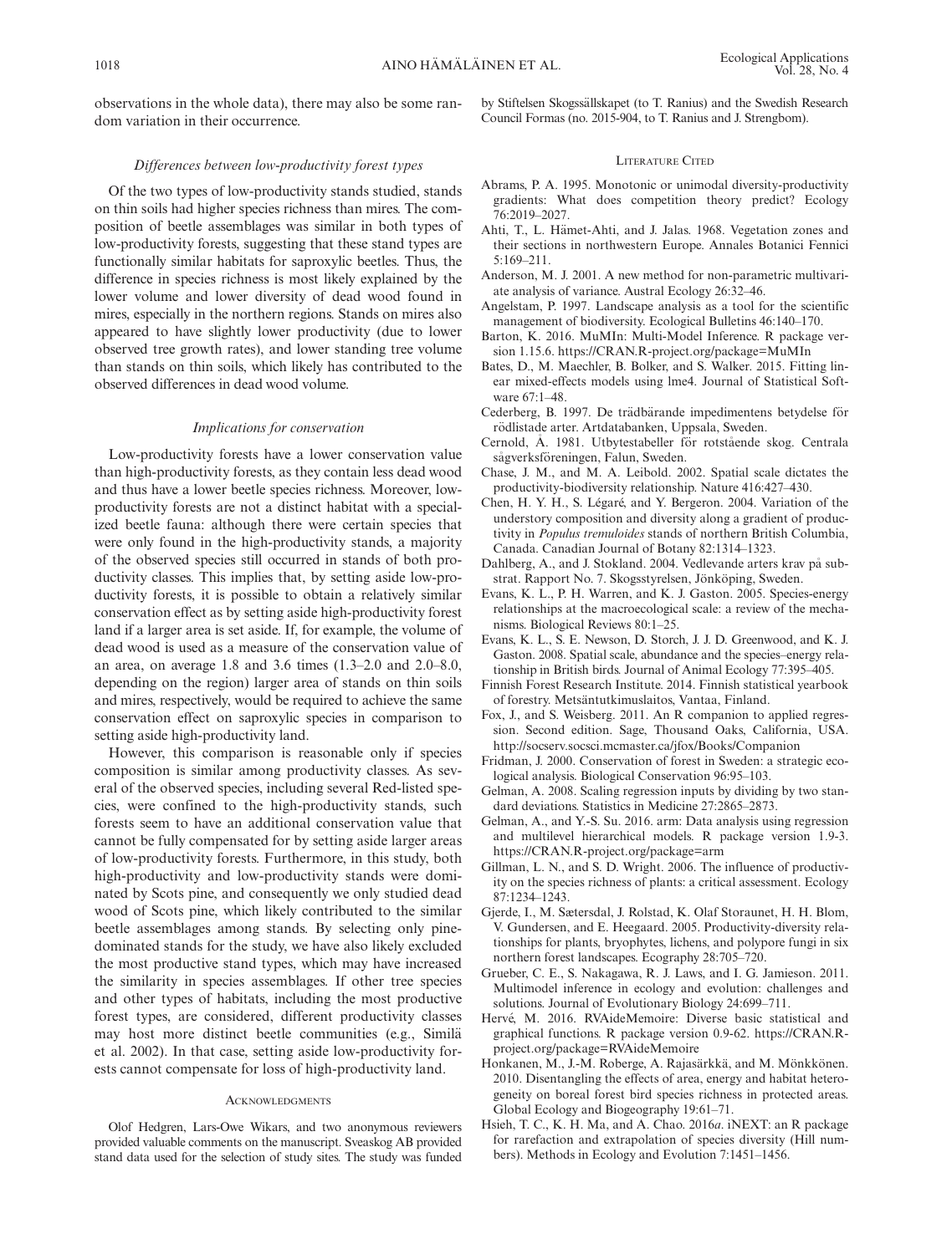observations in the whole data), there may also be some random variation in their occurrence.

### *Differences between low-productivity forest types*

Of the two types of low-productivity stands studied, stands on thin soils had higher species richness than mires. The composition of beetle assemblages was similar in both types of low-productivity forests, suggesting that these stand types are functionally similar habitats for saproxylic beetles. Thus, the difference in species richness is most likely explained by the lower volume and lower diversity of dead wood found in mires, especially in the northern regions. Stands on mires also appeared to have slightly lower productivity (due to lower observed tree growth rates), and lower standing tree volume than stands on thin soils, which likely has contributed to the observed differences in dead wood volume.

### *Implications for conservation*

Low-productivity forests have a lower conservation value than high-productivity forests, as they contain less dead wood and thus have a lower beetle species richness. Moreover, low-productivity forests are not a distinct habitat with a specialized beetle fauna: although there were certain species that were only found in the high-productivity stands, a majority of the observed species still occurred in stands of both productivity classes. This implies that, by setting aside low-productivity forests, it is possible to obtain a relatively similar conservation effect as by setting aside high-productivity forest land if a larger area is set aside. If, for example, the volume of dead wood is used as a measure of the conservation value of an area, on average 1.8 and 3.6 times (1.3–2.0 and 2.0–8.0, depending on the region) larger area of stands on thin soils and mires, respectively, would be required to achieve the same conservation effect on saproxylic species in comparison to setting aside high-productivity land.

However, this comparison is reasonable only if species composition is similar among productivity classes. As several of the observed species, including several Red-listed species, were confined to the high-productivity stands, such forests seem to have an additional conservation value that cannot be fully compensated for by setting aside larger areas of low-productivity forests. Furthermore, in this study, both high-productivity and low-productivity stands were dominated by Scots pine, and consequently we only studied dead wood of Scots pine, which likely contributed to the similar beetle assemblages among stands. By selecting only pine-dominated stands for the study, we have also likely excluded the most productive stand types, which may have increased the similarity in species assemblages. If other tree species and other types of habitats, including the most productive forest types, are considered, different productivity classes may host more distinct beetle communities (e.g., Similä et al. 2002). In that case, setting aside low-productivity forests cannot compensate for loss of high-productivity land.

## Acknowledgments

Olof Hedgren, Lars-Owe Wikars, and two anonymous reviewers provided valuable comments on the manuscript. Sveaskog AB provided stand data used for the selection of study sites. The study was funded by Stiftelsen Skogssällskapet (to T. Ranius) and the Swedish Research Council Formas (no. 2015-904, to T. Ranius and J. Strengbom).

## Literature Cited

Abrams, P. A. 1995. Monotonic or unimodal diversity-productivity gradients: What does competition theory predict? Ecology 76:2019–2027.

Ahti, T., L. Hämet-Ahti, and J. Jalas. 1968. Vegetation zones and their sections in northwestern Europe. Annales Botanici Fennici 5:169–211.

Anderson, M. J. 2001. A new method for non-parametric multivariate analysis of variance. Austral Ecology 26:32–46.

Angelstam, P. 1997. Landscape analysis as a tool for the scientific management of biodiversity. Ecological Bulletins 46:140–170.

Barton, K. 2016. MuMIn: Multi-Model Inference. R package version 1.15.6. https://CRAN.R-project.org/package=MuMIn

Bates, D., M. Maechler, B. Bolker, and S. Walker. 2015. Fitting linear mixed-effects models using lme4. Journal of Statistical Software 67:1–48.

Cederberg, B. 1997. De trädbärande impedimentens betydelse för rödlistade arter. Artdatabanken, Uppsala, Sweden.

Cernold, Å. 1981. Utbytestabeller för rotstående skog. Centrala sågverksföreningen, Falun, Sweden.

Chase, J. M., and M. A. Leibold. 2002. Spatial scale dictates the productivity-biodiversity relationship. Nature 416:427–430.

Chen, H. Y. H., S. Légaré, and Y. Bergeron. 2004. Variation of the understory composition and diversity along a gradient of productivity in *Populus tremuloides* stands of northern British Columbia, Canada. Canadian Journal of Botany 82:1314–1323.

Dahlberg, A., and J. Stokland. 2004. Vedlevande arters krav på substrat. Rapport No. 7. Skogsstyrelsen, Jönköping, Sweden.

Evans, K. L., P. H. Warren, and K. J. Gaston. 2005. Species-energy relationships at the macroecological scale: a review of the mechanisms. Biological Reviews 80:1–25.

Evans, K. L., S. E. Newson, D. Storch, J. J. D. Greenwood, and K. J. Gaston. 2008. Spatial scale, abundance and the species–energy relationship in British birds. Journal of Animal Ecology 77:395–405.

Finnish Forest Research Institute. 2014. Finnish statistical yearbook of forestry. Metsäntutkimuslaitos, Vantaa, Finland.

Fox, J., and S. Weisberg. 2011. An R companion to applied regression. Second edition. Sage, Thousand Oaks, California, USA. http://socserv.socsci.mcmaster.ca/jfox/Books/Companion

Fridman, J. 2000. Conservation of forest in Sweden: a strategic ecological analysis. Biological Conservation 96:95–103.

Gelman, A. 2008. Scaling regression inputs by dividing by two standard deviations. Statistics in Medicine 27:2865–2873.

Gelman, A., and Y.-S. Su. 2016. arm: Data analysis using regression and multilevel hierarchical models. R package version 1.9-3. https://CRAN.R-project.org/package=arm

Gillman, L. N., and S. D. Wright. 2006. The influence of productivity on the species richness of plants: a critical assessment. Ecology 87:1234–1243.

Gjerde, I., M. Sætersdal, J. Rolstad, K. Olaf Storaunet, H. H. Blom, V. Gundersen, and E. Heegaard. 2005. Productivity-diversity relationships for plants, bryophytes, lichens, and polypore fungi in six northern forest landscapes. Ecography 28:705–720.

Grueber, C. E., S. Nakagawa, R. J. Laws, and I. G. Jamieson. 2011. Multimodel inference in ecology and evolution: challenges and solutions. Journal of Evolutionary Biology 24:699–711.

Hervé, M. 2016. RVAideMemoire: Diverse basic statistical and graphical functions. R package version 0.9-62. https://CRAN.R-project.org/package=RVAideMemoire

Honkanen, M., J.-M. Roberge, A. Rajasärkkä, and M. Mönkkönen. 2010. Disentangling the effects of area, energy and habitat heterogeneity on boreal forest bird species richness in protected areas. Global Ecology and Biogeography 19:61–71.

Hsieh, T. C., K. H. Ma, and A. Chao. 2016*a*. iNEXT: an R package for rarefaction and extrapolation of species diversity (Hill numbers). Methods in Ecology and Evolution 7:1451–1456.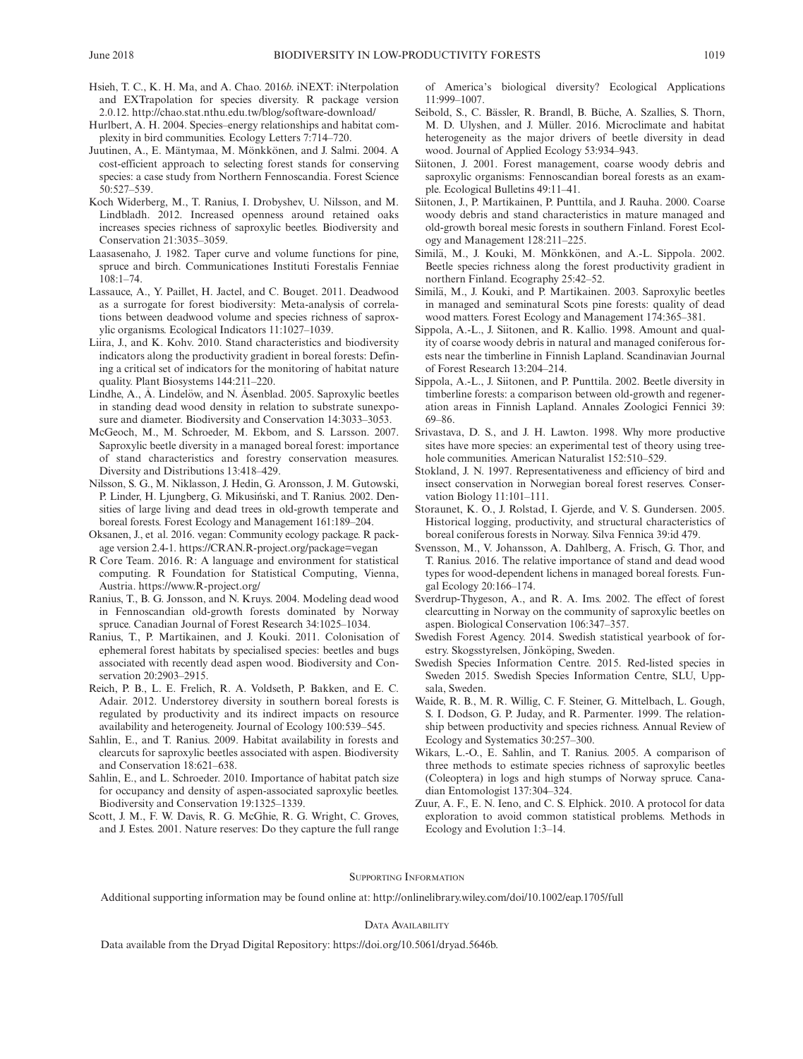Hsieh, T. C., K. H. Ma, and A. Chao. 2016*b*. iNEXT: iNterpolation and EXTrapolation for species diversity. R package version 2.0.12. http://chao.stat.nthu.edu.tw/blog/software-download/

Hurlbert, A. H. 2004. Species–energy relationships and habitat complexity in bird communities. Ecology Letters 7:714–720.

Juutinen, A., E. Mäntymaa, M. Mönkkönen, and J. Salmi. 2004. A cost-efficient approach to selecting forest stands for conserving species: a case study from Northern Fennoscandia. Forest Science 50:527–539.

Koch Widerberg, M., T. Ranius, I. Drobyshev, U. Nilsson, and M. Lindbladh. 2012. Increased openness around retained oaks increases species richness of saproxylic beetles. Biodiversity and Conservation 21:3035–3059.

Laasasenaho, J. 1982. Taper curve and volume functions for pine, spruce and birch. Communicationes Instituti Forestalis Fenniae 108:1–74.

Lassauce, A., Y. Paillet, H. Jactel, and C. Bouget. 2011. Deadwood as a surrogate for forest biodiversity: Meta-analysis of correlations between deadwood volume and species richness of saproxylic organisms. Ecological Indicators 11:1027–1039.

Liira, J., and K. Kohv. 2010. Stand characteristics and biodiversity indicators along the productivity gradient in boreal forests: Defining a critical set of indicators for the monitoring of habitat nature quality. Plant Biosystems 144:211–220.

Lindhe, A., Å. Lindelöw, and N. Åsenblad. 2005. Saproxylic beetles in standing dead wood density in relation to substrate sunexposure and diameter. Biodiversity and Conservation 14:3033–3053.

McGeoch, M., M. Schroeder, M. Ekbom, and S. Larsson. 2007. Saproxylic beetle diversity in a managed boreal forest: importance of stand characteristics and forestry conservation measures. Diversity and Distributions 13:418–429.

Nilsson, S. G., M. Niklasson, J. Hedin, G. Aronsson, J. M. Gutowski, P. Linder, H. Ljungberg, G. Mikusiński, and T. Ranius. 2002. Densities of large living and dead trees in old-growth temperate and boreal forests. Forest Ecology and Management 161:189–204.

Oksanen, J., et al. 2016. vegan: Community ecology package. R package version 2.4-1. https://CRAN.R-project.org/package=vegan

R Core Team. 2016. R: A language and environment for statistical computing. R Foundation for Statistical Computing, Vienna, Austria. https://www.R-project.org/

Ranius, T., B. G. Jonsson, and N. Kruys. 2004. Modeling dead wood in Fennoscandian old-growth forests dominated by Norway spruce. Canadian Journal of Forest Research 34:1025–1034.

Ranius, T., P. Martikainen, and J. Kouki. 2011. Colonisation of ephemeral forest habitats by specialised species: beetles and bugs associated with recently dead aspen wood. Biodiversity and Conservation 20:2903–2915.

Reich, P. B., L. E. Frelich, R. A. Voldseth, P. Bakken, and E. C. Adair. 2012. Understorey diversity in southern boreal forests is regulated by productivity and its indirect impacts on resource availability and heterogeneity. Journal of Ecology 100:539–545.

Sahlin, E., and T. Ranius. 2009. Habitat availability in forests and clearcuts for saproxylic beetles associated with aspen. Biodiversity and Conservation 18:621–638.

Sahlin, E., and L. Schroeder. 2010. Importance of habitat patch size for occupancy and density of aspen-associated saproxylic beetles. Biodiversity and Conservation 19:1325–1339.

Scott, J. M., F. W. Davis, R. G. McGhie, R. G. Wright, C. Groves, and J. Estes. 2001. Nature reserves: Do they capture the full range of America's biological diversity? Ecological Applications 11:999–1007.

Seibold, S., C. Bässler, R. Brandl, B. Büche, A. Szallies, S. Thorn, M. D. Ulyshen, and J. Müller. 2016. Microclimate and habitat heterogeneity as the major drivers of beetle diversity in dead wood. Journal of Applied Ecology 53:934–943.

Siitonen, J. 2001. Forest management, coarse woody debris and saproxylic organisms: Fennoscandian boreal forests as an example. Ecological Bulletins 49:11–41.

Siitonen, J., P. Martikainen, P. Punttila, and J. Rauha. 2000. Coarse woody debris and stand characteristics in mature managed and old-growth boreal mesic forests in southern Finland. Forest Ecology and Management 128:211–225.

Similä, M., J. Kouki, M. Mönkkönen, and A.-L. Sippola. 2002. Beetle species richness along the forest productivity gradient in northern Finland. Ecography 25:42–52.

Similä, M., J. Kouki, and P. Martikainen. 2003. Saproxylic beetles in managed and seminatural Scots pine forests: quality of dead wood matters. Forest Ecology and Management 174:365–381.

Sippola, A.-L., J. Siitonen, and R. Kallio. 1998. Amount and quality of coarse woody debris in natural and managed coniferous forests near the timberline in Finnish Lapland. Scandinavian Journal of Forest Research 13:204–214.

Sippola, A.-L., J. Siitonen, and P. Punttila. 2002. Beetle diversity in timberline forests: a comparison between old-growth and regeneration areas in Finnish Lapland. Annales Zoologici Fennici 39: 69–86.

Srivastava, D. S., and J. H. Lawton. 1998. Why more productive sites have more species: an experimental test of theory using treehole communities. American Naturalist 152:510–529.

Stokland, J. N. 1997. Representativeness and efficiency of bird and insect conservation in Norwegian boreal forest reserves. Conservation Biology 11:101–111.

Storaunet, K. O., J. Rolstad, I. Gjerde, and V. S. Gundersen. 2005. Historical logging, productivity, and structural characteristics of boreal coniferous forests in Norway. Silva Fennica 39:id 479.

Svensson, M., V. Johansson, A. Dahlberg, A. Frisch, G. Thor, and T. Ranius. 2016. The relative importance of stand and dead wood types for wood-dependent lichens in managed boreal forests. Fungal Ecology 20:166–174.

Sverdrup-Thygeson, A., and R. A. Ims. 2002. The effect of forest clearcutting in Norway on the community of saproxylic beetles on aspen. Biological Conservation 106:347–357.

Swedish Forest Agency. 2014. Swedish statistical yearbook of forestry. Skogsstyrelsen, Jönköping, Sweden.

Swedish Species Information Centre. 2015. Red-listed species in Sweden 2015. Swedish Species Information Centre, SLU, Uppsala, Sweden.

Waide, R. B., M. R. Willig, C. F. Steiner, G. Mittelbach, L. Gough, S. I. Dodson, G. P. Juday, and R. Parmenter. 1999. The relationship between productivity and species richness. Annual Review of Ecology and Systematics 30:257–300.

Wikars, L.-O., E. Sahlin, and T. Ranius. 2005. A comparison of three methods to estimate species richness of saproxylic beetles (Coleoptera) in logs and high stumps of Norway spruce. Canadian Entomologist 137:304–324.

Zuur, A. F., E. N. Ieno, and C. S. Elphick. 2010. A protocol for data exploration to avoid common statistical problems. Methods in Ecology and Evolution 1:3–14.

## Supporting Information

Additional supporting information may be found online at: http://onlinelibrary.wiley.com/doi/10.1002/eap.1705/full

## Data Availability

Data available from the Dryad Digital Repository: https://doi.org/10.5061/dryad.5646b.